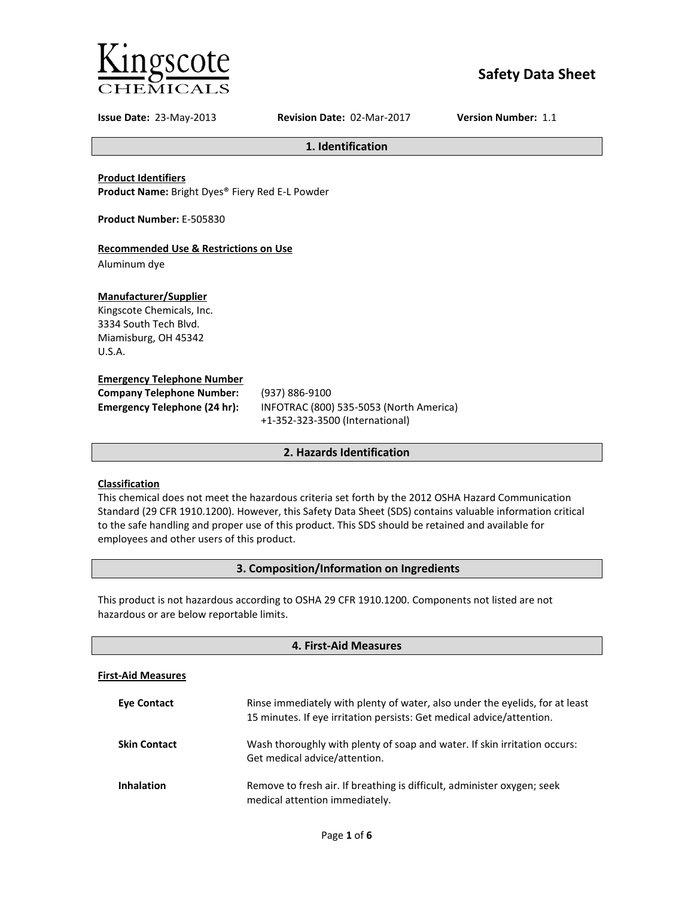# Kingscote CHEMICALS

# Safety Data Sheet

**Issue Date:** 23-May-2013 **Revision Date:** 02-Mar-2017 **Version Number:** 1.1

## 1. Identification

**Product Identifiers**
**Product Name:** Bright Dyes® Fiery Red E-L Powder

**Product Number:** E-505830

**Recommended Use & Restrictions on Use**
Aluminum dye

**Manufacturer/Supplier**
Kingscote Chemicals, Inc.
3334 South Tech Blvd.
Miamisburg, OH 45342
U.S.A.

**Emergency Telephone Number**

| | |
|---|---|
| **Company Telephone Number:** | (937) 886-9100 |
| **Emergency Telephone (24 hr):** | INFOTRAC (800) 535-5053 (North America)<br>+1-352-323-3500 (International) |

## 2. Hazards Identification

**Classification**
This chemical does not meet the hazardous criteria set forth by the 2012 OSHA Hazard Communication Standard (29 CFR 1910.1200). However, this Safety Data Sheet (SDS) contains valuable information critical to the safe handling and proper use of this product. This SDS should be retained and available for employees and other users of this product.

## 3. Composition/Information on Ingredients

This product is not hazardous according to OSHA 29 CFR 1910.1200. Components not listed are not hazardous or are below reportable limits.

## 4. First-Aid Measures

**First-Aid Measures**

| | |
|---|---|
| **Eye Contact** | Rinse immediately with plenty of water, also under the eyelids, for at least 15 minutes. If eye irritation persists: Get medical advice/attention. |
| **Skin Contact** | Wash thoroughly with plenty of soap and water. If skin irritation occurs: Get medical advice/attention. |
| **Inhalation** | Remove to fresh air. If breathing is difficult, administer oxygen; seek medical attention immediately. |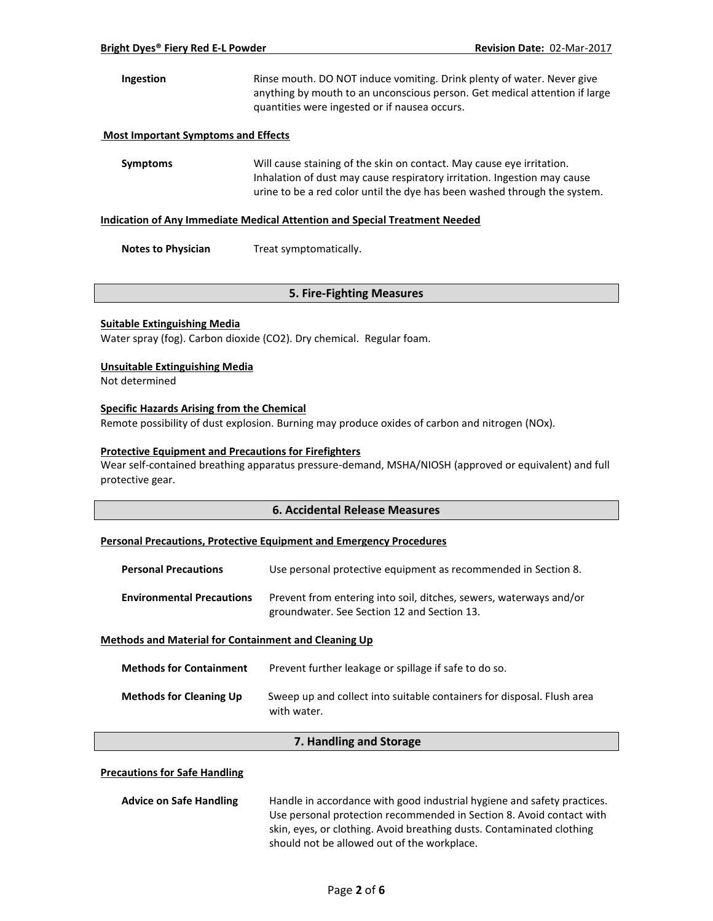**Ingestion** Rinse mouth. DO NOT induce vomiting. Drink plenty of water. Never give anything by mouth to an unconscious person. Get medical attention if large quantities were ingested or if nausea occurs.

**Most Important Symptoms and Effects**

**Symptoms** Will cause staining of the skin on contact. May cause eye irritation. Inhalation of dust may cause respiratory irritation. Ingestion may cause urine to be a red color until the dye has been washed through the system.

**Indication of Any Immediate Medical Attention and Special Treatment Needed**

**Notes to Physician** Treat symptomatically.

## 5. Fire-Fighting Measures

**Suitable Extinguishing Media**

Water spray (fog). Carbon dioxide ($CO_2$). Dry chemical. Regular foam.

**Unsuitable Extinguishing Media**

Not determined

**Specific Hazards Arising from the Chemical**

Remote possibility of dust explosion. Burning may produce oxides of carbon and nitrogen ($NO_x$).

**Protective Equipment and Precautions for Firefighters**

Wear self-contained breathing apparatus pressure-demand, MSHA/NIOSH (approved or equivalent) and full protective gear.

## 6. Accidental Release Measures

**Personal Precautions, Protective Equipment and Emergency Procedures**

**Personal Precautions** Use personal protective equipment as recommended in Section 8.

**Environmental Precautions** Prevent from entering into soil, ditches, sewers, waterways and/or groundwater. See Section 12 and Section 13.

**Methods and Material for Containment and Cleaning Up**

**Methods for Containment** Prevent further leakage or spillage if safe to do so.

**Methods for Cleaning Up** Sweep up and collect into suitable containers for disposal. Flush area with water.

## 7. Handling and Storage

**Precautions for Safe Handling**

**Advice on Safe Handling** Handle in accordance with good industrial hygiene and safety practices. Use personal protection recommended in Section 8. Avoid contact with skin, eyes, or clothing. Avoid breathing dusts. Contaminated clothing should not be allowed out of the workplace.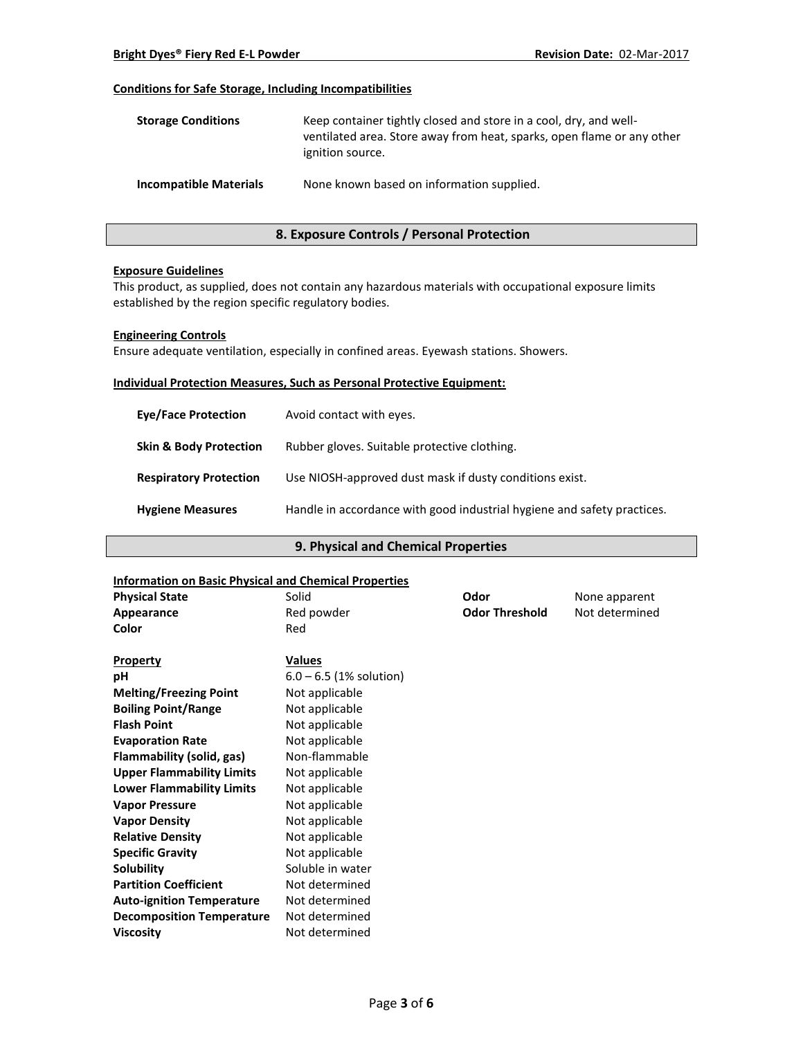### Conditions for Safe Storage, Including Incompatibilities

| | |
|---|---|
| **Storage Conditions** | Keep container tightly closed and store in a cool, dry, and well-ventilated area. Store away from heat, sparks, open flame or any other ignition source. |
| **Incompatible Materials** | None known based on information supplied. |

## 8. Exposure Controls / Personal Protection

### Exposure Guidelines

This product, as supplied, does not contain any hazardous materials with occupational exposure limits established by the region specific regulatory bodies.

### Engineering Controls

Ensure adequate ventilation, especially in confined areas. Eyewash stations. Showers.

### Individual Protection Measures, Such as Personal Protective Equipment:

| | |
|---|---|
| **Eye/Face Protection** | Avoid contact with eyes. |
| **Skin & Body Protection** | Rubber gloves. Suitable protective clothing. |
| **Respiratory Protection** | Use NIOSH-approved dust mask if dusty conditions exist. |
| **Hygiene Measures** | Handle in accordance with good industrial hygiene and safety practices. |

## 9. Physical and Chemical Properties

### Information on Basic Physical and Chemical Properties

| | | | |
|---|---|---|---|
| **Physical State** | Solid | **Odor** | None apparent |
| **Appearance** | Red powder | **Odor Threshold** | Not determined |
| **Color** | Red | | |

| Property | Values |
|---|---|
| **pH** | 6.0 – 6.5 (1% solution) |
| **Melting/Freezing Point** | Not applicable |
| **Boiling Point/Range** | Not applicable |
| **Flash Point** | Not applicable |
| **Evaporation Rate** | Not applicable |
| **Flammability (solid, gas)** | Non-flammable |
| **Upper Flammability Limits** | Not applicable |
| **Lower Flammability Limits** | Not applicable |
| **Vapor Pressure** | Not applicable |
| **Vapor Density** | Not applicable |
| **Relative Density** | Not applicable |
| **Specific Gravity** | Not applicable |
| **Solubility** | Soluble in water |
| **Partition Coefficient** | Not determined |
| **Auto-ignition Temperature** | Not determined |
| **Decomposition Temperature** | Not determined |
| **Viscosity** | Not determined |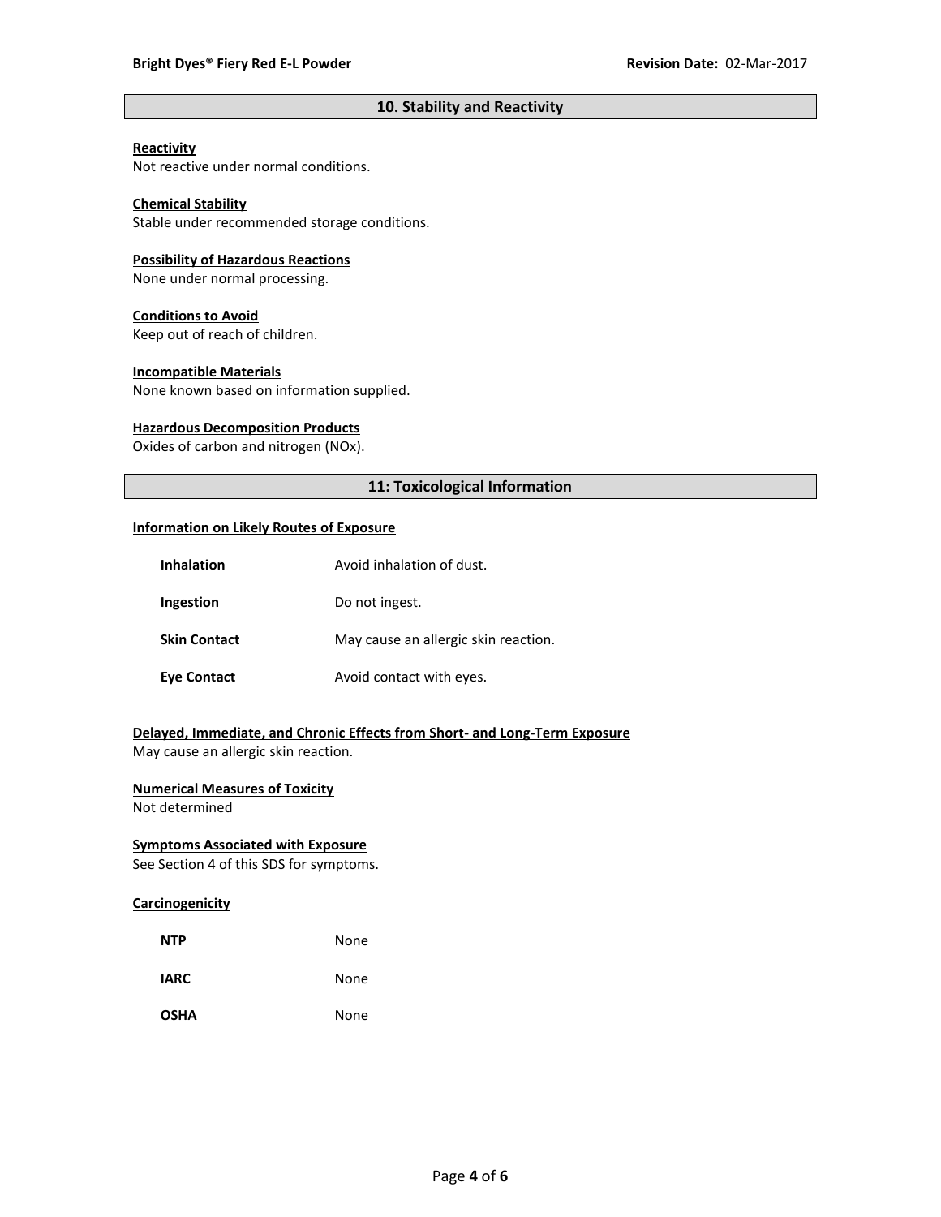## 10. Stability and Reactivity

**Reactivity**
Not reactive under normal conditions.

**Chemical Stability**
Stable under recommended storage conditions.

**Possibility of Hazardous Reactions**
None under normal processing.

**Conditions to Avoid**
Keep out of reach of children.

**Incompatible Materials**
None known based on information supplied.

**Hazardous Decomposition Products**
Oxides of carbon and nitrogen (NOx).

## 11: Toxicological Information

**Information on Likely Routes of Exposure**

| | |
|---|---|
| **Inhalation** | Avoid inhalation of dust. |
| **Ingestion** | Do not ingest. |
| **Skin Contact** | May cause an allergic skin reaction. |
| **Eye Contact** | Avoid contact with eyes. |

**Delayed, Immediate, and Chronic Effects from Short- and Long-Term Exposure**
May cause an allergic skin reaction.

**Numerical Measures of Toxicity**
Not determined

**Symptoms Associated with Exposure**
See Section 4 of this SDS for symptoms.

**Carcinogenicity**

| | |
|---|---|
| **NTP** | None |
| **IARC** | None |
| **OSHA** | None |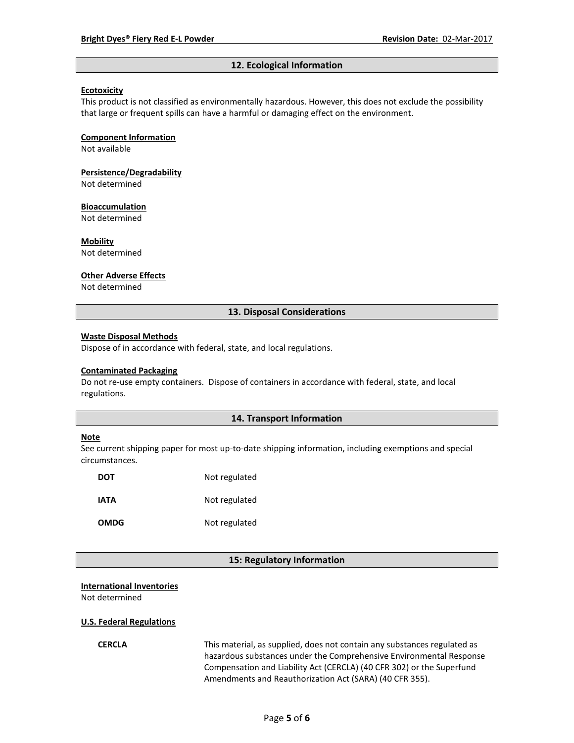## 12. Ecological Information

**Ecotoxicity**

This product is not classified as environmentally hazardous. However, this does not exclude the possibility that large or frequent spills can have a harmful or damaging effect on the environment.

**Component Information**

Not available

**Persistence/Degradability**

Not determined

**Bioaccumulation**

Not determined

**Mobility**

Not determined

**Other Adverse Effects**

Not determined

## 13. Disposal Considerations

**Waste Disposal Methods**

Dispose of in accordance with federal, state, and local regulations.

**Contaminated Packaging**

Do not re-use empty containers. Dispose of containers in accordance with federal, state, and local regulations.

## 14. Transport Information

**Note**

See current shipping paper for most up-to-date shipping information, including exemptions and special circumstances.

| | |
|---|---|
| **DOT** | Not regulated |
| **IATA** | Not regulated |
| **OMDG** | Not regulated |

## 15: Regulatory Information

**International Inventories**

Not determined

**U.S. Federal Regulations**

| | |
|---|---|
| **CERCLA** | This material, as supplied, does not contain any substances regulated as hazardous substances under the Comprehensive Environmental Response Compensation and Liability Act (CERCLA) (40 CFR 302) or the Superfund Amendments and Reauthorization Act (SARA) (40 CFR 355). |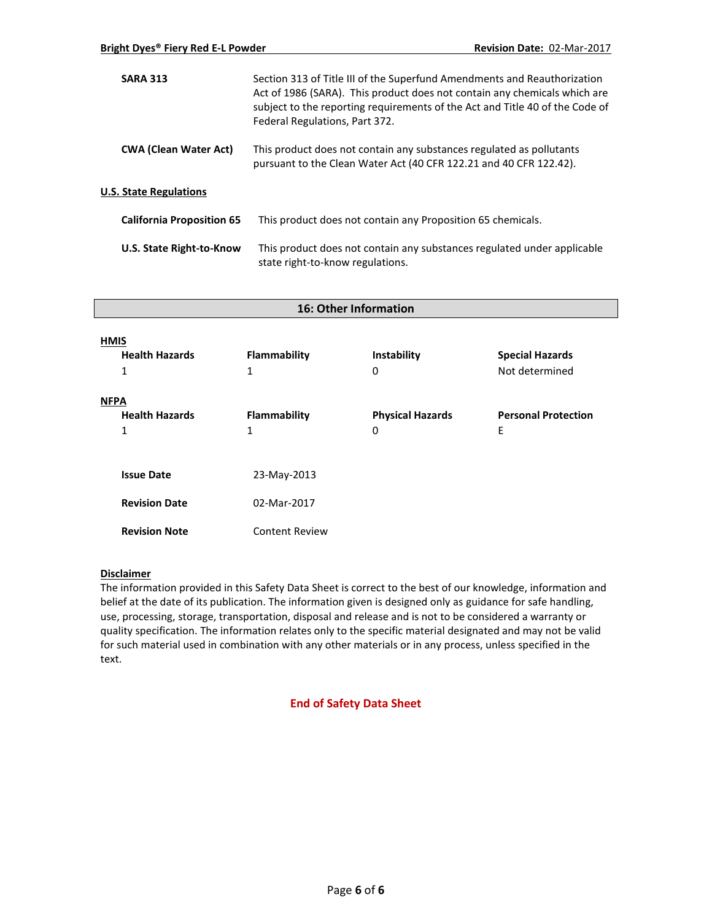| | |
|---|---|
| **SARA 313** | Section 313 of Title III of the Superfund Amendments and Reauthorization Act of 1986 (SARA). This product does not contain any chemicals which are subject to the reporting requirements of the Act and Title 40 of the Code of Federal Regulations, Part 372. |
| **CWA (Clean Water Act)** | This product does not contain any substances regulated as pollutants pursuant to the Clean Water Act (40 CFR 122.21 and 40 CFR 122.42). |

**U.S. State Regulations**

| | |
|---|---|
| **California Proposition 65** | This product does not contain any Proposition 65 chemicals. |
| **U.S. State Right-to-Know** | This product does not contain any substances regulated under applicable state right-to-know regulations. |

## 16: Other Information

**HMIS**

| Health Hazards | Flammability | Instability | Special Hazards |
|---|---|---|---|
| 1 | 1 | 0 | Not determined |

**NFPA**

| Health Hazards | Flammability | Physical Hazards | Personal Protection |
|---|---|---|---|
| 1 | 1 | 0 | E |

| | |
|---|---|
| **Issue Date** | 23-May-2013 |
| **Revision Date** | 02-Mar-2017 |
| **Revision Note** | Content Review |

**Disclaimer**

The information provided in this Safety Data Sheet is correct to the best of our knowledge, information and belief at the date of its publication. The information given is designed only as guidance for safe handling, use, processing, storage, transportation, disposal and release and is not to be considered a warranty or quality specification. The information relates only to the specific material designated and may not be valid for such material used in combination with any other materials or in any process, unless specified in the text.

**End of Safety Data Sheet**